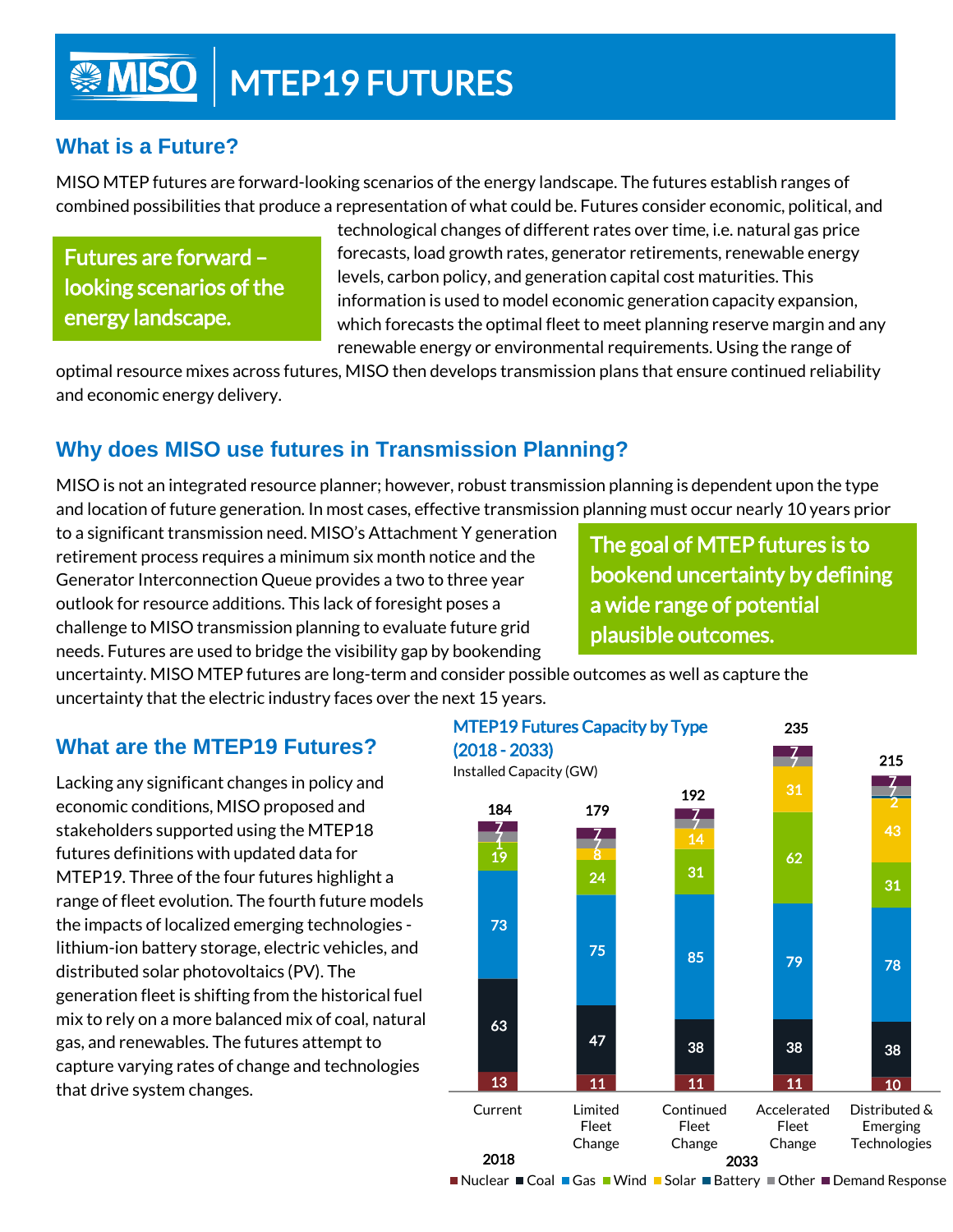# MTEP19 FUTURES

## What is a Future?

MISO MTEP futures are forward-looking scenarios of the energy landscape. The futures establish ranges of combined possibilities that produce a representation of what could be. Futures consider economic, political, and technological changes of different rates over time, i.e. natural gas price forecasts, load growth rates, generator retirements, renewable energy levels, carbon policy, and generation capital cost maturities. This information is used to model economic generation capacity expansion, which forecasts the optimal fleet to meet planning reserve margin and any renewable energy or environmental requirements. Using the range of optimal resource mixes across futures, MISO then develops transmission plans that ensure continued reliability and economic energy delivery.

> **Futures are forward – looking scenarios of the energy landscape.**

## Why does MISO use futures in Transmission Planning?

MISO is not an integrated resource planner; however, robust transmission planning is dependent upon the type and location of future generation. In most cases, effective transmission planning must occur nearly 10 years prior to a significant transmission need. MISO's Attachment Y generation retirement process requires a minimum six month notice and the Generator Interconnection Queue provides a two to three year outlook for resource additions. This lack of foresight poses a challenge to MISO transmission planning to evaluate future grid needs. Futures are used to bridge the visibility gap by bookending uncertainty. MISO MTEP futures are long-term and consider possible outcomes as well as capture the uncertainty that the electric industry faces over the next 15 years.

> **The goal of MTEP futures is to bookend uncertainty by defining a wide range of potential plausible outcomes.**

## What are the MTEP19 Futures?

Lacking any significant changes in policy and economic conditions, MISO proposed and stakeholders supported using the MTEP18 futures definitions with updated data for MTEP19. Three of the four futures highlight a range of fleet evolution. The fourth future models the impacts of localized emerging technologies - lithium-ion battery storage, electric vehicles, and distributed solar photovoltaics (PV). The generation fleet is shifting from the historical fuel mix to rely on a more balanced mix of coal, natural gas, and renewables. The futures attempt to capture varying rates of change and technologies that drive system changes.

**MTEP19 Futures Capacity by Type (2018 - 2033)**

Installed Capacity (GW)

| Type | Current (2018) | Limited Fleet Change (2033) | Continued Fleet Change (2033) | Accelerated Fleet Change (2033) | Distributed & Emerging Technologies (2033) |
|---|---|---|---|---|---|
| Nuclear | 13 | 11 | 11 | 11 | 10 |
| Coal | 63 | 47 | 38 | 38 | 38 |
| Gas | 73 | 75 | 85 | 79 | 78 |
| Wind | 19 | 24 | 31 | 62 | 31 |
| Solar | 1 | 8 | 14 | 31 | 43 |
| Battery | | | | | 2 |
| Other | 7 | 7 | 7 | 7 | 7 |
| Demand Response | 7 | 7 | 7 | 7 | 7 |
| **Total** | **184** | **179** | **192** | **235** | **215** |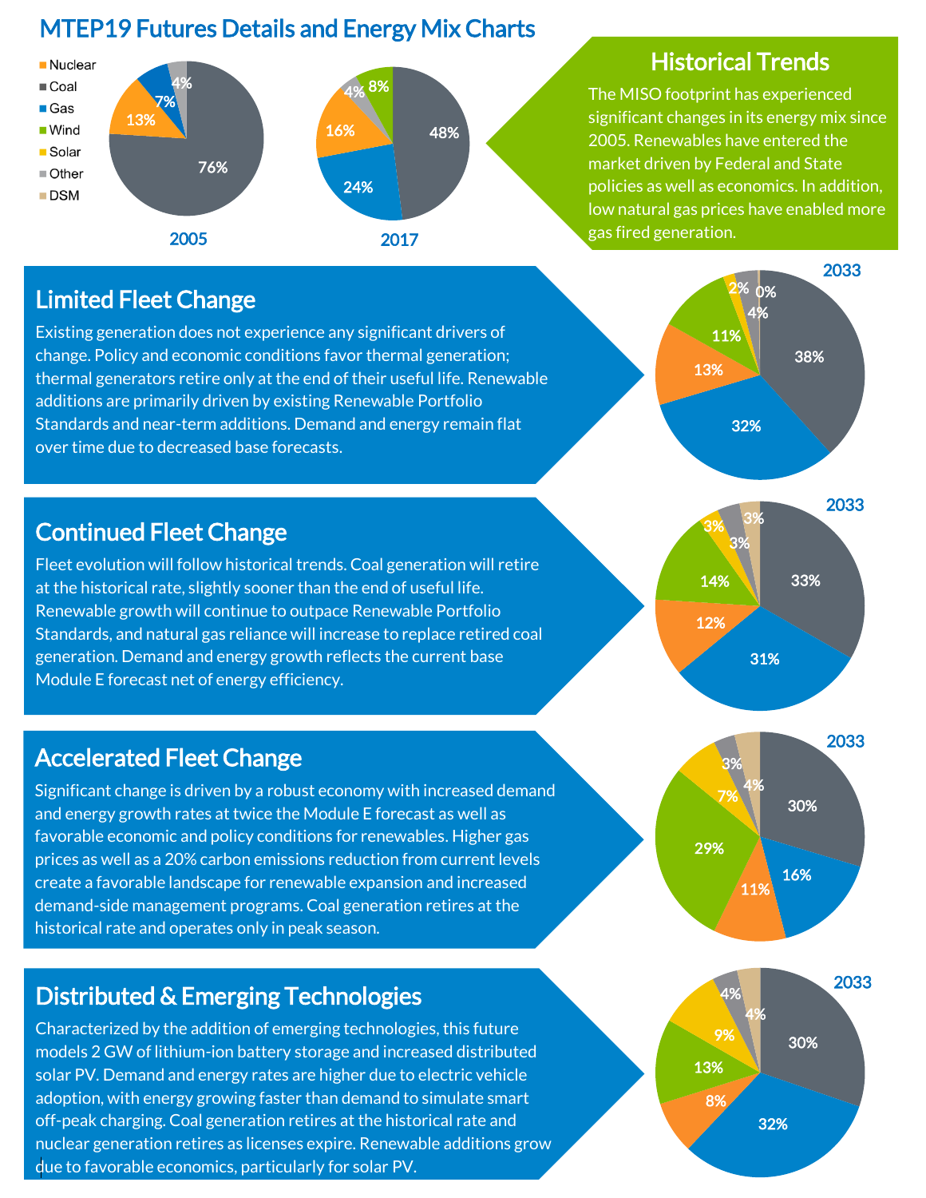# MTEP19 Futures Details and Energy Mix Charts

Nuclear
Coal
Gas
Wind
Solar
Other
DSM

2005
76%
13%
7%
4%

2017
48%
24%
16%
4%
8%

## Historical Trends

The MISO footprint has experienced significant changes in its energy mix since 2005. Renewables have entered the market driven by Federal and State policies as well as economics. In addition, low natural gas prices have enabled more gas fired generation.

## Limited Fleet Change

Existing generation does not experience any significant drivers of change. Policy and economic conditions favor thermal generation; thermal generators retire only at the end of their useful life. Renewable additions are primarily driven by existing Renewable Portfolio Standards and near-term additions. Demand and energy remain flat over time due to decreased base forecasts.

2033
38%
32%
13%
11%
2%
4%
0%

## Continued Fleet Change

Fleet evolution will follow historical trends. Coal generation will retire at the historical rate, slightly sooner than the end of useful life. Renewable growth will continue to outpace Renewable Portfolio Standards, and natural gas reliance will increase to replace retired coal generation. Demand and energy growth reflects the current base Module E forecast net of energy efficiency.

2033
33%
31%
12%
14%
3%
3%
3%

## Accelerated Fleet Change

Significant change is driven by a robust economy with increased demand and energy growth rates at twice the Module E forecast as well as favorable economic and policy conditions for renewables. Higher gas prices as well as a 20% carbon emissions reduction from current levels create a favorable landscape for renewable expansion and increased demand-side management programs. Coal generation retires at the historical rate and operates only in peak season.

2033
30%
16%
11%
29%
7%
3%
4%

## Distributed & Emerging Technologies

Characterized by the addition of emerging technologies, this future models 2 GW of lithium-ion battery storage and increased distributed solar PV. Demand and energy rates are higher due to electric vehicle adoption, with energy growing faster than demand to simulate smart off-peak charging. Coal generation retires at the historical rate and nuclear generation retires as licenses expire. Renewable additions grow due to favorable economics, particularly for solar PV.

2033
30%
32%
8%
13%
9%
4%
4%